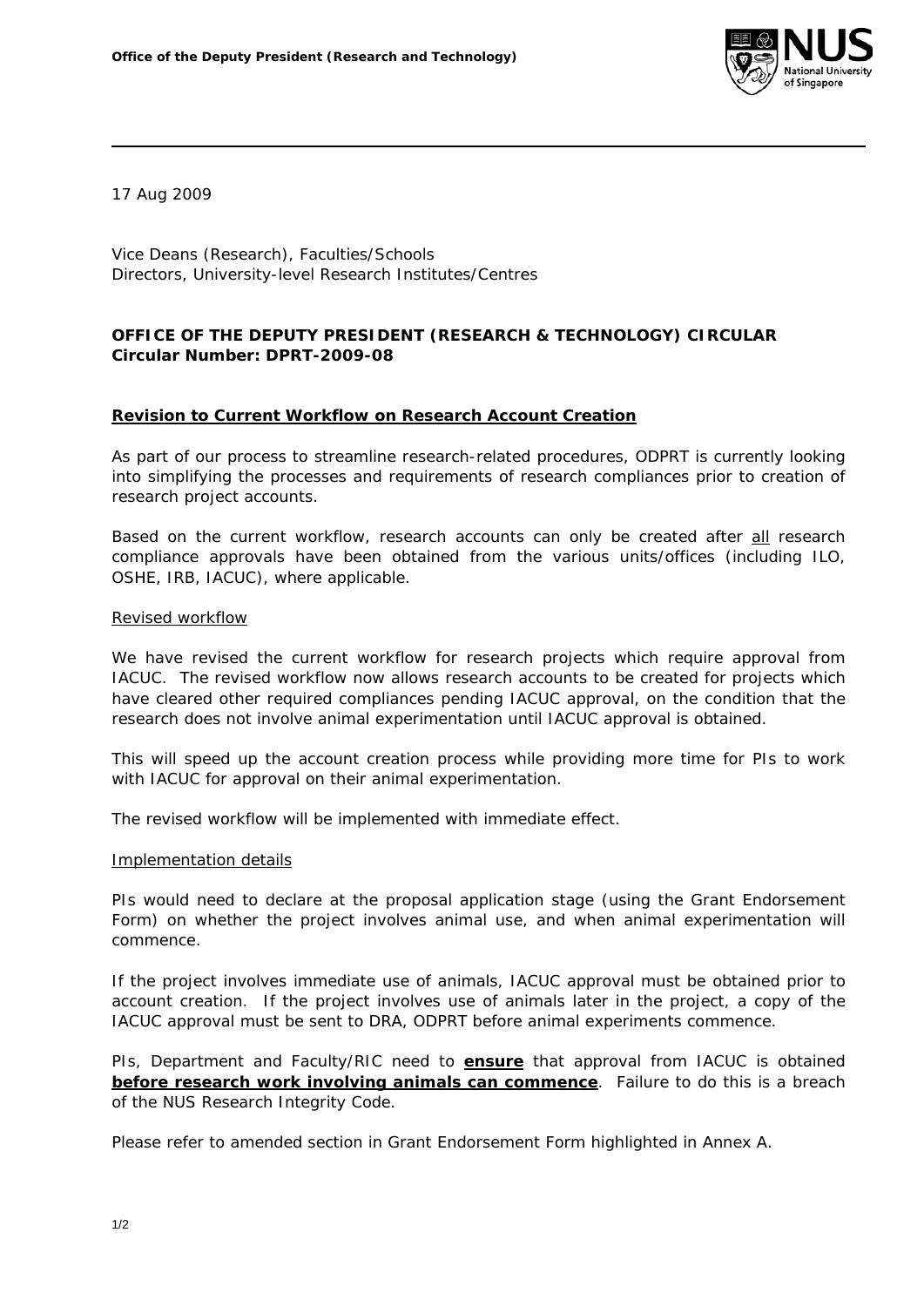Office of the Deputy President (Research and Technology)

17 Aug 2009

Vice Deans (Research), Faculties/Schools
Directors, University-level Research Institutes/Centres

**OFFICE OF THE DEPUTY PRESIDENT (RESEARCH & TECHNOLOGY) CIRCULAR**
**Circular Number: DPRT-2009-08**

## Revision to Current Workflow on Research Account Creation

As part of our process to streamline research-related procedures, ODPRT is currently looking into simplifying the processes and requirements of research compliances prior to creation of research project accounts.

Based on the current workflow, research accounts can only be created after <u>all</u> research compliance approvals have been obtained from the various units/offices (including ILO, OSHE, IRB, IACUC), where applicable.

### Revised workflow

We have revised the current workflow for research projects which require approval from IACUC. The revised workflow now allows research accounts to be created for projects which have cleared other required compliances pending IACUC approval, on the condition that the research does not involve animal experimentation until IACUC approval is obtained.

This will speed up the account creation process while providing more time for PIs to work with IACUC for approval on their animal experimentation.

The revised workflow will be implemented with immediate effect.

### Implementation details

PIs would need to declare at the proposal application stage (using the Grant Endorsement Form) on whether the project involves animal use, and when animal experimentation will commence.

If the project involves immediate use of animals, IACUC approval must be obtained prior to account creation. If the project involves use of animals later in the project, a copy of the IACUC approval must be sent to DRA, ODPRT before animal experiments commence.

PIs, Department and Faculty/RIC need to **<u>ensure</u>** that approval from IACUC is obtained **<u>before research work involving animals can commence</u>**. Failure to do this is a breach of the NUS Research Integrity Code.

Please refer to amended section in Grant Endorsement Form highlighted in Annex A.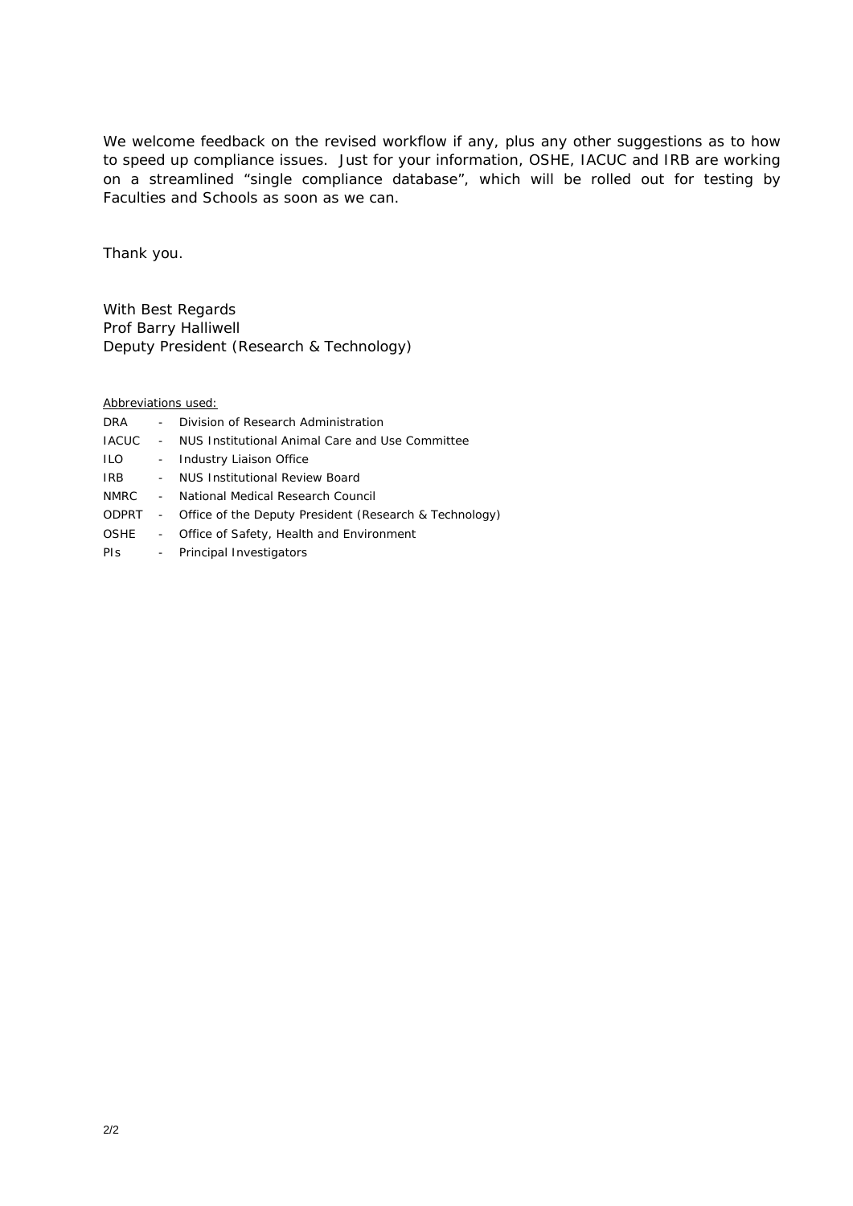We welcome feedback on the revised workflow if any, plus any other suggestions as to how to speed up compliance issues. Just for your information, OSHE, IACUC and IRB are working on a streamlined "single compliance database", which will be rolled out for testing by Faculties and Schools as soon as we can.

Thank you.

With Best Regards
Prof Barry Halliwell
Deputy President (Research & Technology)

<u>Abbreviations used:</u>

| | | |
|---|---|---|
| DRA | - | Division of Research Administration |
| IACUC | - | NUS Institutional Animal Care and Use Committee |
| ILO | - | Industry Liaison Office |
| IRB | - | NUS Institutional Review Board |
| NMRC | - | National Medical Research Council |
| ODPRT | - | Office of the Deputy President (Research & Technology) |
| OSHE | - | Office of Safety, Health and Environment |
| PIs | - | Principal Investigators |